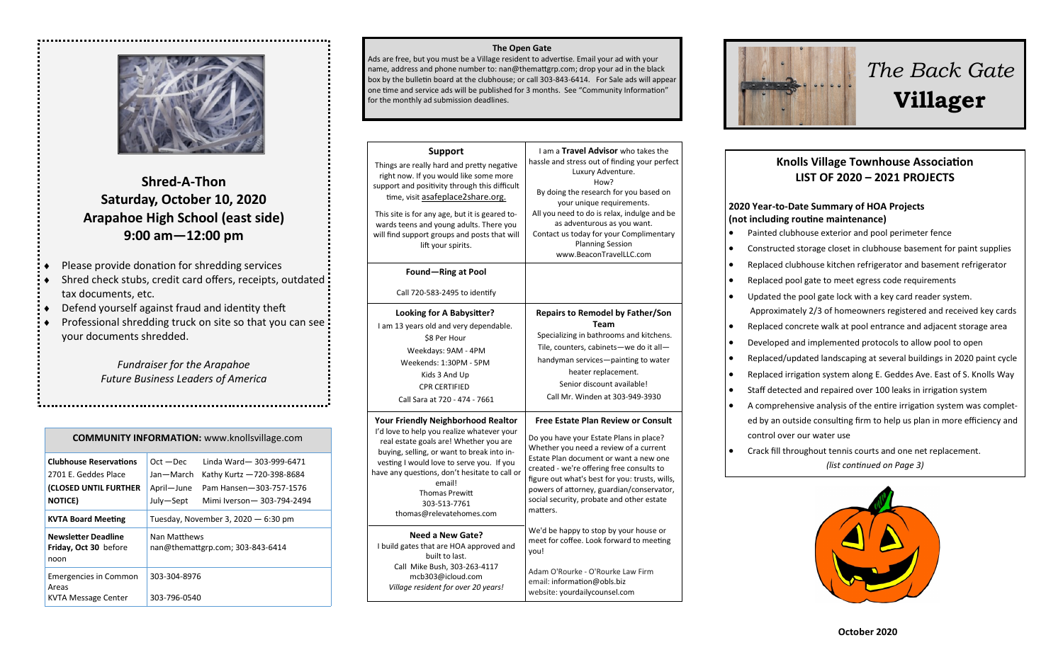## Shred-A-Thon
## Saturday, October 10, 2020
## Arapahoe High School (east side)
## 9:00 am—12:00 pm

- Please provide donation for shredding services
- Shred check stubs, credit card offers, receipts, outdated tax documents, etc.
- Defend yourself against fraud and identity theft
- Professional shredding truck on site so that you can see your documents shredded.

*Fundraiser for the Arapahoe Future Business Leaders of America*

| **COMMUNITY INFORMATION:** www.knollsvillage.com | |
|---|---|
| **Clubhouse Reservations** 2701 E. Geddes Place **(CLOSED UNTIL FURTHER NOTICE)** | Oct —Dec Linda Ward— 303-999-6471<br>Jan—March Kathy Kurtz —720-398-8684<br>April—June Pam Hansen—303-757-1576<br>July—Sept Mimi Iverson— 303-794-2494 |
| **KVTA Board Meeting** | Tuesday, November 3, 2020 — 6:30 pm |
| **Newsletter Deadline** **Friday, Oct 30** before noon | Nan Matthews<br>nan@themattgrp.com; 303-843-6414 |
| Emergencies in Common Areas | 303-304-8976 |
| KVTA Message Center | 303-796-0540 |

**The Open Gate**

Ads are free, but you must be a Village resident to advertise. Email your ad with your name, address and phone number to: nan@themattgrp.com; drop your ad in the black box by the bulletin board at the clubhouse; or call 303-843-6414. For Sale ads will appear one time and service ads will be published for 3 months. See "Community Information" for the monthly ad submission deadlines.

**Support**

Things are really hard and pretty negative right now. If you would like some more support and positivity through this difficult time, visit asafeplace2share.org.

This site is for any age, but it is geared towards teens and young adults. There you will find support groups and posts that will lift your spirits.

I am a **Travel Advisor** who takes the hassle and stress out of finding your perfect Luxury Adventure.
How?
By doing the research for you based on your unique requirements.
All you need to do is relax, indulge and be as adventurous as you want.
Contact us today for your Complimentary Planning Session
www.BeaconTravelLLC.com

**Found—Ring at Pool**

Call 720-583-2495 to identify

**Looking for A Babysitter?**

I am 13 years old and very dependable.
$8 Per Hour
Weekdays: 9AM - 4PM
Weekends: 1:30PM - 5PM
Kids 3 And Up
CPR CERTIFIED
Call Sara at 720 - 474 - 7661

**Repairs to Remodel by Father/Son Team**

Specializing in bathrooms and kitchens.
Tile, counters, cabinets—we do it all—handyman services—painting to water heater replacement.
Senior discount available!
Call Mr. Winden at 303-949-3930

**Your Friendly Neighborhood Realtor**

I'd love to help you realize whatever your real estate goals are! Whether you are buying, selling, or want to break into investing I would love to serve you. If you have any questions, don't hesitate to call or email!
Thomas Prewitt
303-513-7761
thomas@relevatehomes.com

**Free Estate Plan Review or Consult**

Do you have your Estate Plans in place? Whether you need a review of a current Estate Plan document or want a new one created - we're offering free consults to figure out what's best for you: trusts, wills, powers of attorney, guardian/conservator, social security, probate and other estate matters.

We'd be happy to stop by your house or meet for coffee. Look forward to meeting you!

Adam O'Rourke - O'Rourke Law Firm
email: information@obls.biz
website: yourdailycounsel.com

**Need a New Gate?**

I build gates that are HOA approved and built to last.
Call Mike Bush, 303-263-4117
mcb303@icloud.com
*Village resident for over 20 years!*

# *The Back Gate* Villager

## Knolls Village Townhouse Association LIST OF 2020 – 2021 PROJECTS

**2020 Year-to-Date Summary of HOA Projects (not including routine maintenance)**

- Painted clubhouse exterior and pool perimeter fence
- Constructed storage closet in clubhouse basement for paint supplies
- Replaced clubhouse kitchen refrigerator and basement refrigerator
- Replaced pool gate to meet egress code requirements
- Updated the pool gate lock with a key card reader system. Approximately 2/3 of homeowners registered and received key cards
- Replaced concrete walk at pool entrance and adjacent storage area
- Developed and implemented protocols to allow pool to open
- Replaced/updated landscaping at several buildings in 2020 paint cycle
- Replaced irrigation system along E. Geddes Ave. East of S. Knolls Way
- Staff detected and repaired over 100 leaks in irrigation system
- A comprehensive analysis of the entire irrigation system was completed by an outside consulting firm to help us plan in more efficiency and control over our water use
- Crack fill throughout tennis courts and one net replacement.

*(list continued on Page 3)*

**October 2020**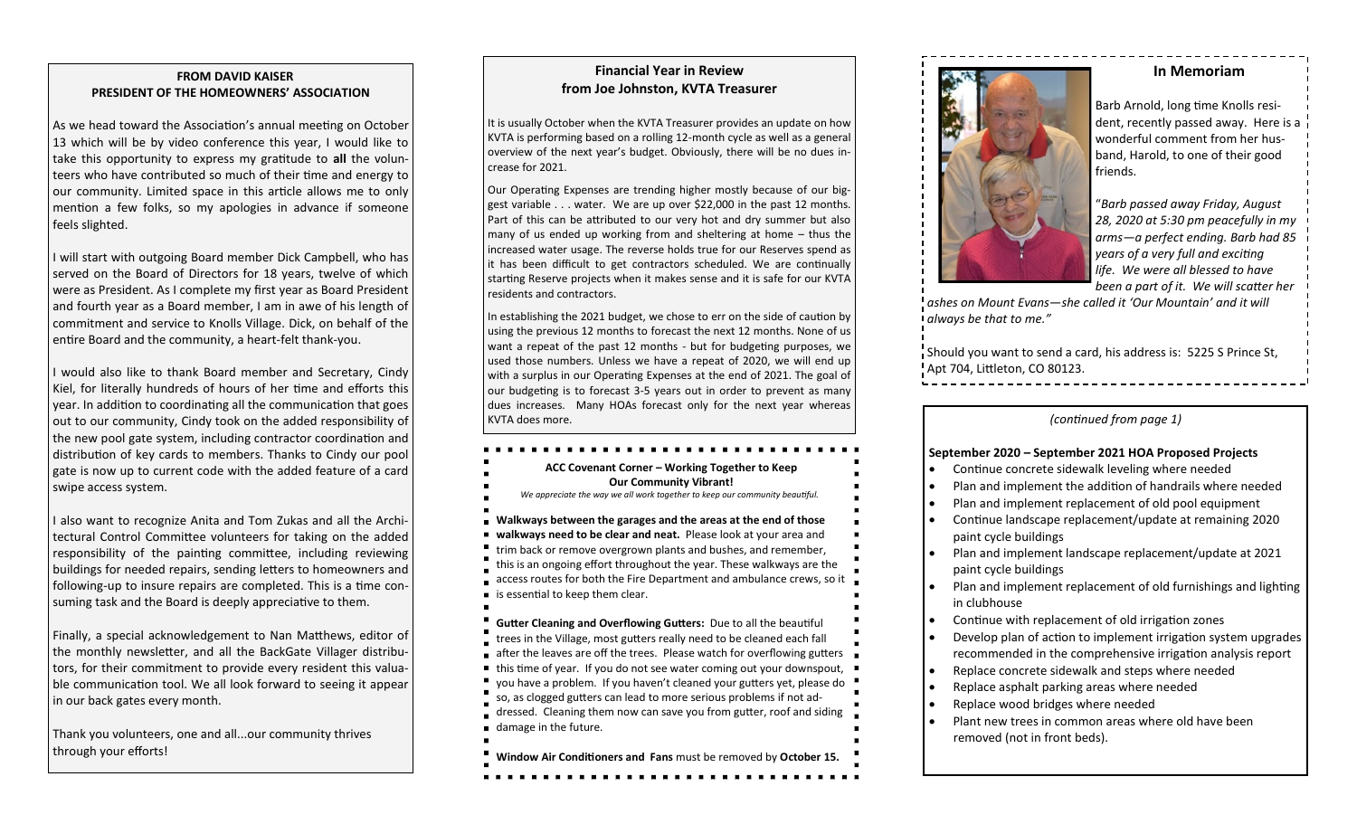**FROM DAVID KAISER**
**PRESIDENT OF THE HOMEOWNERS' ASSOCIATION**

As we head toward the Association's annual meeting on October 13 which will be by video conference this year, I would like to take this opportunity to express my gratitude to **all** the volunteers who have contributed so much of their time and energy to our community. Limited space in this article allows me to only mention a few folks, so my apologies in advance if someone feels slighted.

I will start with outgoing Board member Dick Campbell, who has served on the Board of Directors for 18 years, twelve of which were as President. As I complete my first year as Board President and fourth year as a Board member, I am in awe of his length of commitment and service to Knolls Village. Dick, on behalf of the entire Board and the community, a heart-felt thank-you.

I would also like to thank Board member and Secretary, Cindy Kiel, for literally hundreds of hours of her time and efforts this year. In addition to coordinating all the communication that goes out to our community, Cindy took on the added responsibility of the new pool gate system, including contractor coordination and distribution of key cards to members. Thanks to Cindy our pool gate is now up to current code with the added feature of a card swipe access system.

I also want to recognize Anita and Tom Zukas and all the Architectural Control Committee volunteers for taking on the added responsibility of the painting committee, including reviewing buildings for needed repairs, sending letters to homeowners and following-up to insure repairs are completed. This is a time consuming task and the Board is deeply appreciative to them.

Finally, a special acknowledgement to Nan Matthews, editor of the monthly newsletter, and all the BackGate Villager distributors, for their commitment to provide every resident this valuable communication tool. We all look forward to seeing it appear in our back gates every month.

Thank you volunteers, one and all...our community thrives through your efforts!

## Financial Year in Review
## from Joe Johnston, KVTA Treasurer

It is usually October when the KVTA Treasurer provides an update on how KVTA is performing based on a rolling 12-month cycle as well as a general overview of the next year's budget. Obviously, there will be no dues increase for 2021.

Our Operating Expenses are trending higher mostly because of our biggest variable . . . water. We are up over $22,000 in the past 12 months. Part of this can be attributed to our very hot and dry summer but also many of us ended up working from and sheltering at home – thus the increased water usage. The reverse holds true for our Reserves spend as it has been difficult to get contractors scheduled. We are continually starting Reserve projects when it makes sense and it is safe for our KVTA residents and contractors.

In establishing the 2021 budget, we chose to err on the side of caution by using the previous 12 months to forecast the next 12 months. None of us want a repeat of the past 12 months - but for budgeting purposes, we used those numbers. Unless we have a repeat of 2020, we will end up with a surplus in our Operating Expenses at the end of 2021. The goal of our budgeting is to forecast 3-5 years out in order to prevent as many dues increases. Many HOAs forecast only for the next year whereas KVTA does more.

**ACC Covenant Corner – Working Together to Keep Our Community Vibrant!**

*We appreciate the way we all work together to keep our community beautiful.*

**Walkways between the garages and the areas at the end of those walkways need to be clear and neat.** Please look at your area and trim back or remove overgrown plants and bushes, and remember, this is an ongoing effort throughout the year. These walkways are the access routes for both the Fire Department and ambulance crews, so it is essential to keep them clear.

**Gutter Cleaning and Overflowing Gutters:** Due to all the beautiful trees in the Village, most gutters really need to be cleaned each fall after the leaves are off the trees. Please watch for overflowing gutters this time of year. If you do not see water coming out your downspout, you have a problem. If you haven't cleaned your gutters yet, please do so, as clogged gutters can lead to more serious problems if not addressed. Cleaning them now can save you from gutter, roof and siding damage in the future.

**Window Air Conditioners and Fans** must be removed by **October 15.**

## In Memoriam

Barb Arnold, long time Knolls resident, recently passed away. Here is a wonderful comment from her husband, Harold, to one of their good friends.

"*Barb passed away Friday, August 28, 2020 at 5:30 pm peacefully in my arms—a perfect ending. Barb had 85 years of a very full and exciting life. We were all blessed to have been a part of it. We will scatter her ashes on Mount Evans—she called it 'Our Mountain' and it will always be that to me.*"

Should you want to send a card, his address is: 5225 S Prince St, Apt 704, Littleton, CO 80123.

*(continued from page 1)*

**September 2020 – September 2021 HOA Proposed Projects**

- Continue concrete sidewalk leveling where needed
- Plan and implement the addition of handrails where needed
- Plan and implement replacement of old pool equipment
- Continue landscape replacement/update at remaining 2020 paint cycle buildings
- Plan and implement landscape replacement/update at 2021 paint cycle buildings
- Plan and implement replacement of old furnishings and lighting in clubhouse
- Continue with replacement of old irrigation zones
- Develop plan of action to implement irrigation system upgrades recommended in the comprehensive irrigation analysis report
- Replace concrete sidewalk and steps where needed
- Replace asphalt parking areas where needed
- Replace wood bridges where needed
- Plant new trees in common areas where old have been removed (not in front beds).